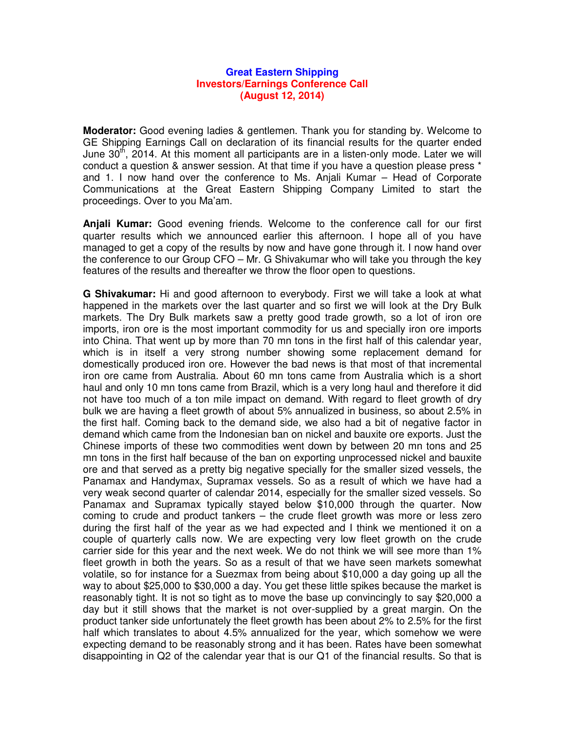# Great Eastern Shipping
## Investors/Earnings Conference Call
### (August 12, 2014)

**Moderator:** Good evening ladies & gentlemen. Thank you for standing by. Welcome to GE Shipping Earnings Call on declaration of its financial results for the quarter ended June 30th, 2014. At this moment all participants are in a listen-only mode. Later we will conduct a question & answer session. At that time if you have a question please press * and 1. I now hand over the conference to Ms. Anjali Kumar – Head of Corporate Communications at the Great Eastern Shipping Company Limited to start the proceedings. Over to you Ma'am.

**Anjali Kumar:** Good evening friends. Welcome to the conference call for our first quarter results which we announced earlier this afternoon. I hope all of you have managed to get a copy of the results by now and have gone through it. I now hand over the conference to our Group CFO – Mr. G Shivakumar who will take you through the key features of the results and thereafter we throw the floor open to questions.

**G Shivakumar:** Hi and good afternoon to everybody. First we will take a look at what happened in the markets over the last quarter and so first we will look at the Dry Bulk markets. The Dry Bulk markets saw a pretty good trade growth, so a lot of iron ore imports, iron ore is the most important commodity for us and specially iron ore imports into China. That went up by more than 70 mn tons in the first half of this calendar year, which is in itself a very strong number showing some replacement demand for domestically produced iron ore. However the bad news is that most of that incremental iron ore came from Australia. About 60 mn tons came from Australia which is a short haul and only 10 mn tons came from Brazil, which is a very long haul and therefore it did not have too much of a ton mile impact on demand. With regard to fleet growth of dry bulk we are having a fleet growth of about 5% annualized in business, so about 2.5% in the first half. Coming back to the demand side, we also had a bit of negative factor in demand which came from the Indonesian ban on nickel and bauxite ore exports. Just the Chinese imports of these two commodities went down by between 20 mn tons and 25 mn tons in the first half because of the ban on exporting unprocessed nickel and bauxite ore and that served as a pretty big negative specially for the smaller sized vessels, the Panamax and Handymax, Supramax vessels. So as a result of which we have had a very weak second quarter of calendar 2014, especially for the smaller sized vessels. So Panamax and Supramax typically stayed below $10,000 through the quarter. Now coming to crude and product tankers – the crude fleet growth was more or less zero during the first half of the year as we had expected and I think we mentioned it on a couple of quarterly calls now. We are expecting very low fleet growth on the crude carrier side for this year and the next week. We do not think we will see more than 1% fleet growth in both the years. So as a result of that we have seen markets somewhat volatile, so for instance for a Suezmax from being about $10,000 a day going up all the way to about $25,000 to $30,000 a day. You get these little spikes because the market is reasonably tight. It is not so tight as to move the base up convincingly to say $20,000 a day but it still shows that the market is not over-supplied by a great margin. On the product tanker side unfortunately the fleet growth has been about 2% to 2.5% for the first half which translates to about 4.5% annualized for the year, which somehow we were expecting demand to be reasonably strong and it has been. Rates have been somewhat disappointing in Q2 of the calendar year that is our Q1 of the financial results. So that is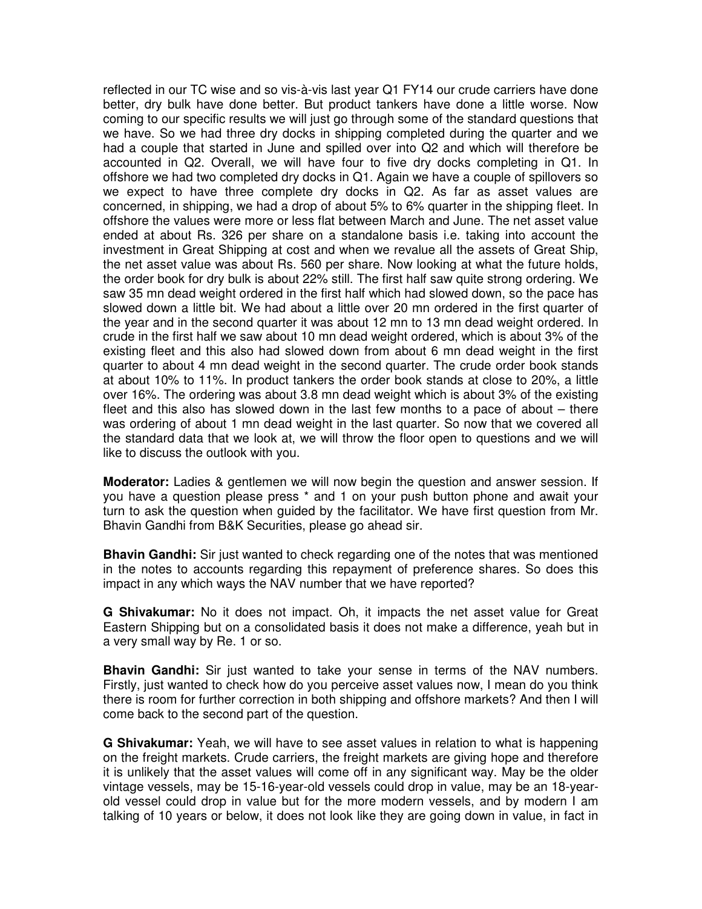reflected in our TC wise and so vis-à-vis last year Q1 FY14 our crude carriers have done better, dry bulk have done better. But product tankers have done a little worse. Now coming to our specific results we will just go through some of the standard questions that we have. So we had three dry docks in shipping completed during the quarter and we had a couple that started in June and spilled over into Q2 and which will therefore be accounted in Q2. Overall, we will have four to five dry docks completing in Q1. In offshore we had two completed dry docks in Q1. Again we have a couple of spillovers so we expect to have three complete dry docks in Q2. As far as asset values are concerned, in shipping, we had a drop of about 5% to 6% quarter in the shipping fleet. In offshore the values were more or less flat between March and June. The net asset value ended at about Rs. 326 per share on a standalone basis i.e. taking into account the investment in Great Shipping at cost and when we revalue all the assets of Great Ship, the net asset value was about Rs. 560 per share. Now looking at what the future holds, the order book for dry bulk is about 22% still. The first half saw quite strong ordering. We saw 35 mn dead weight ordered in the first half which had slowed down, so the pace has slowed down a little bit. We had about a little over 20 mn ordered in the first quarter of the year and in the second quarter it was about 12 mn to 13 mn dead weight ordered. In crude in the first half we saw about 10 mn dead weight ordered, which is about 3% of the existing fleet and this also had slowed down from about 6 mn dead weight in the first quarter to about 4 mn dead weight in the second quarter. The crude order book stands at about 10% to 11%. In product tankers the order book stands at close to 20%, a little over 16%. The ordering was about 3.8 mn dead weight which is about 3% of the existing fleet and this also has slowed down in the last few months to a pace of about – there was ordering of about 1 mn dead weight in the last quarter. So now that we covered all the standard data that we look at, we will throw the floor open to questions and we will like to discuss the outlook with you.

**Moderator:** Ladies & gentlemen we will now begin the question and answer session. If you have a question please press * and 1 on your push button phone and await your turn to ask the question when guided by the facilitator. We have first question from Mr. Bhavin Gandhi from B&K Securities, please go ahead sir.

**Bhavin Gandhi:** Sir just wanted to check regarding one of the notes that was mentioned in the notes to accounts regarding this repayment of preference shares. So does this impact in any which ways the NAV number that we have reported?

**G Shivakumar:** No it does not impact. Oh, it impacts the net asset value for Great Eastern Shipping but on a consolidated basis it does not make a difference, yeah but in a very small way by Re. 1 or so.

**Bhavin Gandhi:** Sir just wanted to take your sense in terms of the NAV numbers. Firstly, just wanted to check how do you perceive asset values now, I mean do you think there is room for further correction in both shipping and offshore markets? And then I will come back to the second part of the question.

**G Shivakumar:** Yeah, we will have to see asset values in relation to what is happening on the freight markets. Crude carriers, the freight markets are giving hope and therefore it is unlikely that the asset values will come off in any significant way. May be the older vintage vessels, may be 15-16-year-old vessels could drop in value, may be an 18-year-old vessel could drop in value but for the more modern vessels, and by modern I am talking of 10 years or below, it does not look like they are going down in value, in fact in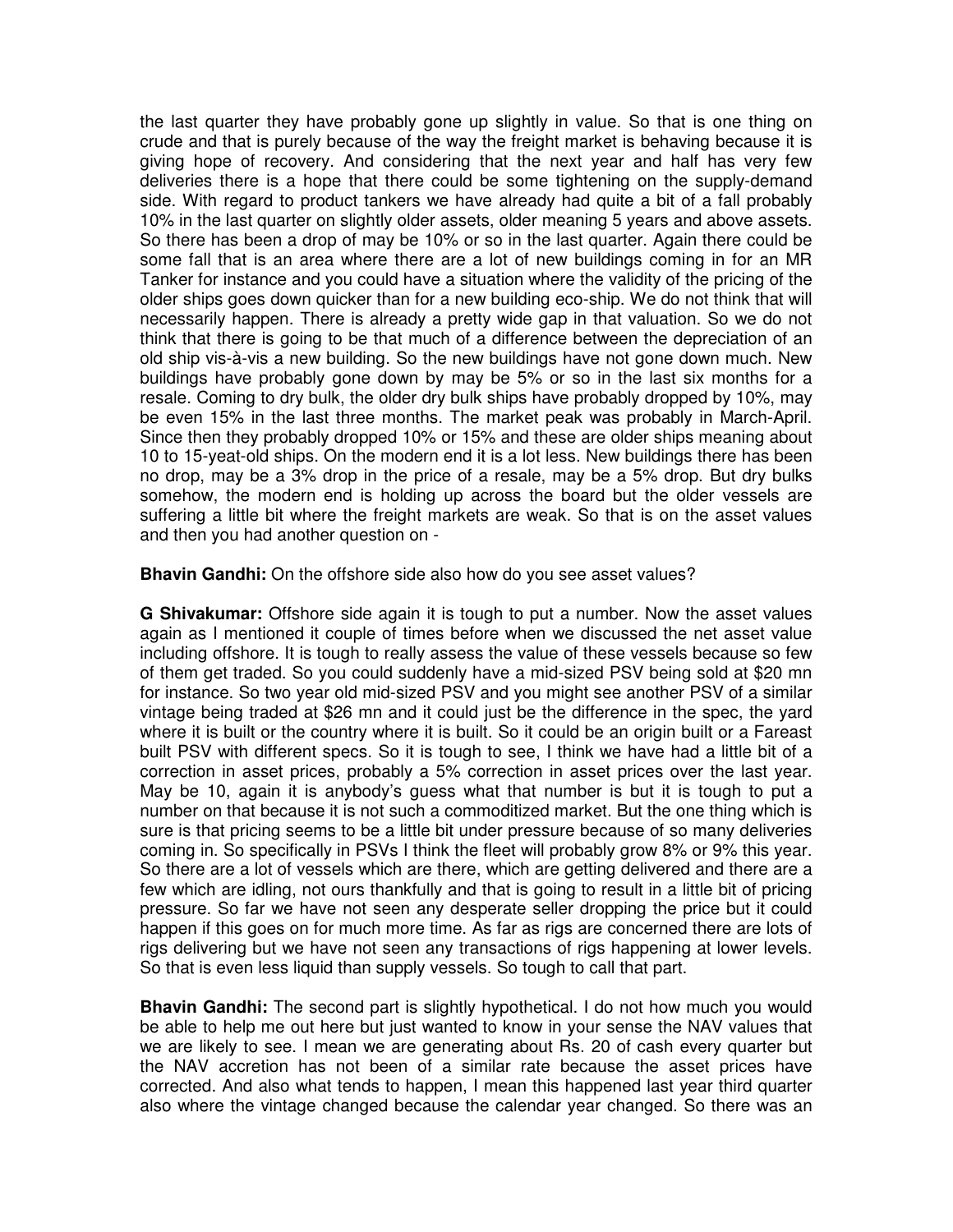the last quarter they have probably gone up slightly in value. So that is one thing on crude and that is purely because of the way the freight market is behaving because it is giving hope of recovery. And considering that the next year and half has very few deliveries there is a hope that there could be some tightening on the supply-demand side. With regard to product tankers we have already had quite a bit of a fall probably 10% in the last quarter on slightly older assets, older meaning 5 years and above assets. So there has been a drop of may be 10% or so in the last quarter. Again there could be some fall that is an area where there are a lot of new buildings coming in for an MR Tanker for instance and you could have a situation where the validity of the pricing of the older ships goes down quicker than for a new building eco-ship. We do not think that will necessarily happen. There is already a pretty wide gap in that valuation. So we do not think that there is going to be that much of a difference between the depreciation of an old ship vis-à-vis a new building. So the new buildings have not gone down much. New buildings have probably gone down by may be 5% or so in the last six months for a resale. Coming to dry bulk, the older dry bulk ships have probably dropped by 10%, may be even 15% in the last three months. The market peak was probably in March-April. Since then they probably dropped 10% or 15% and these are older ships meaning about 10 to 15-yeat-old ships. On the modern end it is a lot less. New buildings there has been no drop, may be a 3% drop in the price of a resale, may be a 5% drop. But dry bulks somehow, the modern end is holding up across the board but the older vessels are suffering a little bit where the freight markets are weak. So that is on the asset values and then you had another question on -

**Bhavin Gandhi:** On the offshore side also how do you see asset values?

**G Shivakumar:** Offshore side again it is tough to put a number. Now the asset values again as I mentioned it couple of times before when we discussed the net asset value including offshore. It is tough to really assess the value of these vessels because so few of them get traded. So you could suddenly have a mid-sized PSV being sold at $20 mn for instance. So two year old mid-sized PSV and you might see another PSV of a similar vintage being traded at $26 mn and it could just be the difference in the spec, the yard where it is built or the country where it is built. So it could be an origin built or a Fareast built PSV with different specs. So it is tough to see, I think we have had a little bit of a correction in asset prices, probably a 5% correction in asset prices over the last year. May be 10, again it is anybody's guess what that number is but it is tough to put a number on that because it is not such a commoditized market. But the one thing which is sure is that pricing seems to be a little bit under pressure because of so many deliveries coming in. So specifically in PSVs I think the fleet will probably grow 8% or 9% this year. So there are a lot of vessels which are there, which are getting delivered and there are a few which are idling, not ours thankfully and that is going to result in a little bit of pricing pressure. So far we have not seen any desperate seller dropping the price but it could happen if this goes on for much more time. As far as rigs are concerned there are lots of rigs delivering but we have not seen any transactions of rigs happening at lower levels. So that is even less liquid than supply vessels. So tough to call that part.

**Bhavin Gandhi:** The second part is slightly hypothetical. I do not how much you would be able to help me out here but just wanted to know in your sense the NAV values that we are likely to see. I mean we are generating about Rs. 20 of cash every quarter but the NAV accretion has not been of a similar rate because the asset prices have corrected. And also what tends to happen, I mean this happened last year third quarter also where the vintage changed because the calendar year changed. So there was an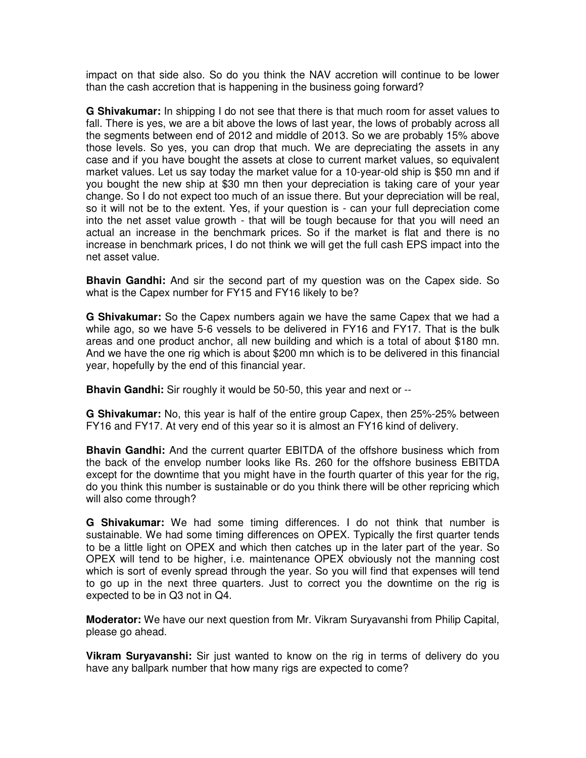impact on that side also. So do you think the NAV accretion will continue to be lower than the cash accretion that is happening in the business going forward?

**G Shivakumar:** In shipping I do not see that there is that much room for asset values to fall. There is yes, we are a bit above the lows of last year, the lows of probably across all the segments between end of 2012 and middle of 2013. So we are probably 15% above those levels. So yes, you can drop that much. We are depreciating the assets in any case and if you have bought the assets at close to current market values, so equivalent market values. Let us say today the market value for a 10-year-old ship is $50 mn and if you bought the new ship at $30 mn then your depreciation is taking care of your year change. So I do not expect too much of an issue there. But your depreciation will be real, so it will not be to the extent. Yes, if your question is - can your full depreciation come into the net asset value growth - that will be tough because for that you will need an actual an increase in the benchmark prices. So if the market is flat and there is no increase in benchmark prices, I do not think we will get the full cash EPS impact into the net asset value.

**Bhavin Gandhi:** And sir the second part of my question was on the Capex side. So what is the Capex number for FY15 and FY16 likely to be?

**G Shivakumar:** So the Capex numbers again we have the same Capex that we had a while ago, so we have 5-6 vessels to be delivered in FY16 and FY17. That is the bulk areas and one product anchor, all new building and which is a total of about $180 mn. And we have the one rig which is about $200 mn which is to be delivered in this financial year, hopefully by the end of this financial year.

**Bhavin Gandhi:** Sir roughly it would be 50-50, this year and next or --

**G Shivakumar:** No, this year is half of the entire group Capex, then 25%-25% between FY16 and FY17. At very end of this year so it is almost an FY16 kind of delivery.

**Bhavin Gandhi:** And the current quarter EBITDA of the offshore business which from the back of the envelop number looks like Rs. 260 for the offshore business EBITDA except for the downtime that you might have in the fourth quarter of this year for the rig, do you think this number is sustainable or do you think there will be other repricing which will also come through?

**G Shivakumar:** We had some timing differences. I do not think that number is sustainable. We had some timing differences on OPEX. Typically the first quarter tends to be a little light on OPEX and which then catches up in the later part of the year. So OPEX will tend to be higher, i.e. maintenance OPEX obviously not the manning cost which is sort of evenly spread through the year. So you will find that expenses will tend to go up in the next three quarters. Just to correct you the downtime on the rig is expected to be in Q3 not in Q4.

**Moderator:** We have our next question from Mr. Vikram Suryavanshi from Philip Capital, please go ahead.

**Vikram Suryavanshi:** Sir just wanted to know on the rig in terms of delivery do you have any ballpark number that how many rigs are expected to come?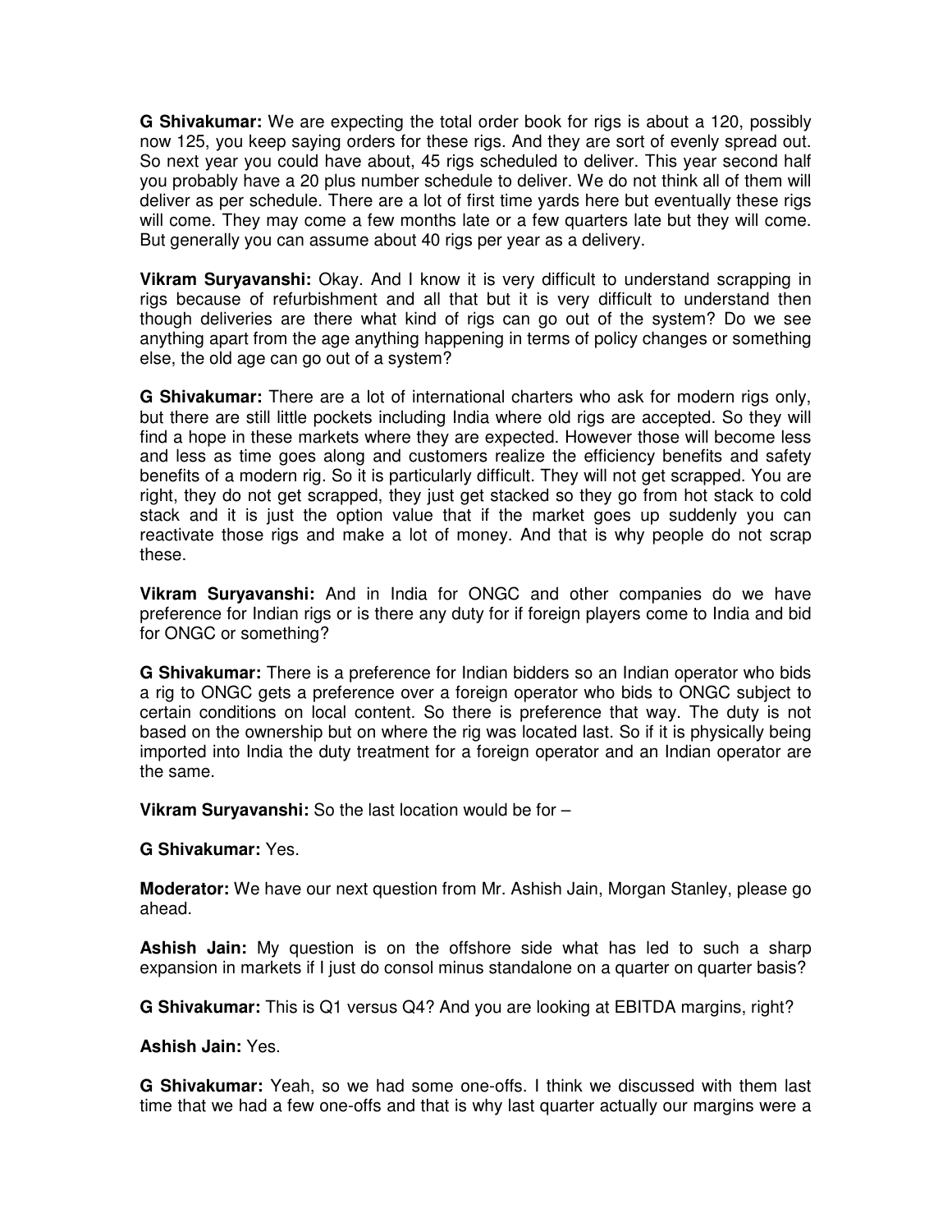**G Shivakumar:** We are expecting the total order book for rigs is about a 120, possibly now 125, you keep saying orders for these rigs. And they are sort of evenly spread out. So next year you could have about, 45 rigs scheduled to deliver. This year second half you probably have a 20 plus number schedule to deliver. We do not think all of them will deliver as per schedule. There are a lot of first time yards here but eventually these rigs will come. They may come a few months late or a few quarters late but they will come. But generally you can assume about 40 rigs per year as a delivery.

**Vikram Suryavanshi:** Okay. And I know it is very difficult to understand scrapping in rigs because of refurbishment and all that but it is very difficult to understand then though deliveries are there what kind of rigs can go out of the system? Do we see anything apart from the age anything happening in terms of policy changes or something else, the old age can go out of a system?

**G Shivakumar:** There are a lot of international charters who ask for modern rigs only, but there are still little pockets including India where old rigs are accepted. So they will find a hope in these markets where they are expected. However those will become less and less as time goes along and customers realize the efficiency benefits and safety benefits of a modern rig. So it is particularly difficult. They will not get scrapped. You are right, they do not get scrapped, they just get stacked so they go from hot stack to cold stack and it is just the option value that if the market goes up suddenly you can reactivate those rigs and make a lot of money. And that is why people do not scrap these.

**Vikram Suryavanshi:** And in India for ONGC and other companies do we have preference for Indian rigs or is there any duty for if foreign players come to India and bid for ONGC or something?

**G Shivakumar:** There is a preference for Indian bidders so an Indian operator who bids a rig to ONGC gets a preference over a foreign operator who bids to ONGC subject to certain conditions on local content. So there is preference that way. The duty is not based on the ownership but on where the rig was located last. So if it is physically being imported into India the duty treatment for a foreign operator and an Indian operator are the same.

**Vikram Suryavanshi:** So the last location would be for –

**G Shivakumar:** Yes.

**Moderator:** We have our next question from Mr. Ashish Jain, Morgan Stanley, please go ahead.

**Ashish Jain:** My question is on the offshore side what has led to such a sharp expansion in markets if I just do consol minus standalone on a quarter on quarter basis?

**G Shivakumar:** This is Q1 versus Q4? And you are looking at EBITDA margins, right?

**Ashish Jain:** Yes.

**G Shivakumar:** Yeah, so we had some one-offs. I think we discussed with them last time that we had a few one-offs and that is why last quarter actually our margins were a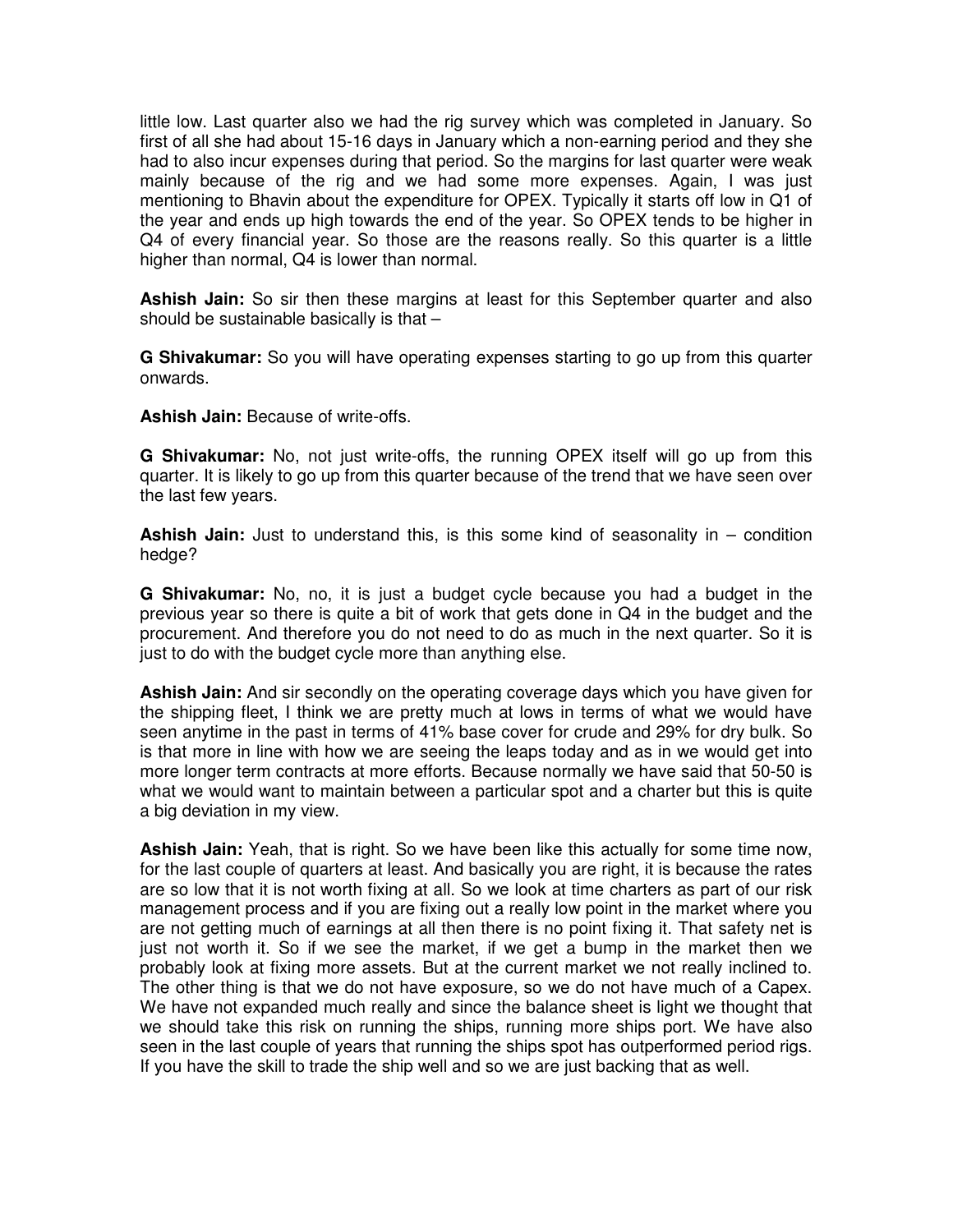little low. Last quarter also we had the rig survey which was completed in January. So first of all she had about 15-16 days in January which a non-earning period and they she had to also incur expenses during that period. So the margins for last quarter were weak mainly because of the rig and we had some more expenses. Again, I was just mentioning to Bhavin about the expenditure for OPEX. Typically it starts off low in Q1 of the year and ends up high towards the end of the year. So OPEX tends to be higher in Q4 of every financial year. So those are the reasons really. So this quarter is a little higher than normal, Q4 is lower than normal.

**Ashish Jain:** So sir then these margins at least for this September quarter and also should be sustainable basically is that –

**G Shivakumar:** So you will have operating expenses starting to go up from this quarter onwards.

**Ashish Jain:** Because of write-offs.

**G Shivakumar:** No, not just write-offs, the running OPEX itself will go up from this quarter. It is likely to go up from this quarter because of the trend that we have seen over the last few years.

**Ashish Jain:** Just to understand this, is this some kind of seasonality in – condition hedge?

**G Shivakumar:** No, no, it is just a budget cycle because you had a budget in the previous year so there is quite a bit of work that gets done in Q4 in the budget and the procurement. And therefore you do not need to do as much in the next quarter. So it is just to do with the budget cycle more than anything else.

**Ashish Jain:** And sir secondly on the operating coverage days which you have given for the shipping fleet, I think we are pretty much at lows in terms of what we would have seen anytime in the past in terms of 41% base cover for crude and 29% for dry bulk. So is that more in line with how we are seeing the leaps today and as in we would get into more longer term contracts at more efforts. Because normally we have said that 50-50 is what we would want to maintain between a particular spot and a charter but this is quite a big deviation in my view.

**Ashish Jain:** Yeah, that is right. So we have been like this actually for some time now, for the last couple of quarters at least. And basically you are right, it is because the rates are so low that it is not worth fixing at all. So we look at time charters as part of our risk management process and if you are fixing out a really low point in the market where you are not getting much of earnings at all then there is no point fixing it. That safety net is just not worth it. So if we see the market, if we get a bump in the market then we probably look at fixing more assets. But at the current market we not really inclined to. The other thing is that we do not have exposure, so we do not have much of a Capex. We have not expanded much really and since the balance sheet is light we thought that we should take this risk on running the ships, running more ships port. We have also seen in the last couple of years that running the ships spot has outperformed period rigs. If you have the skill to trade the ship well and so we are just backing that as well.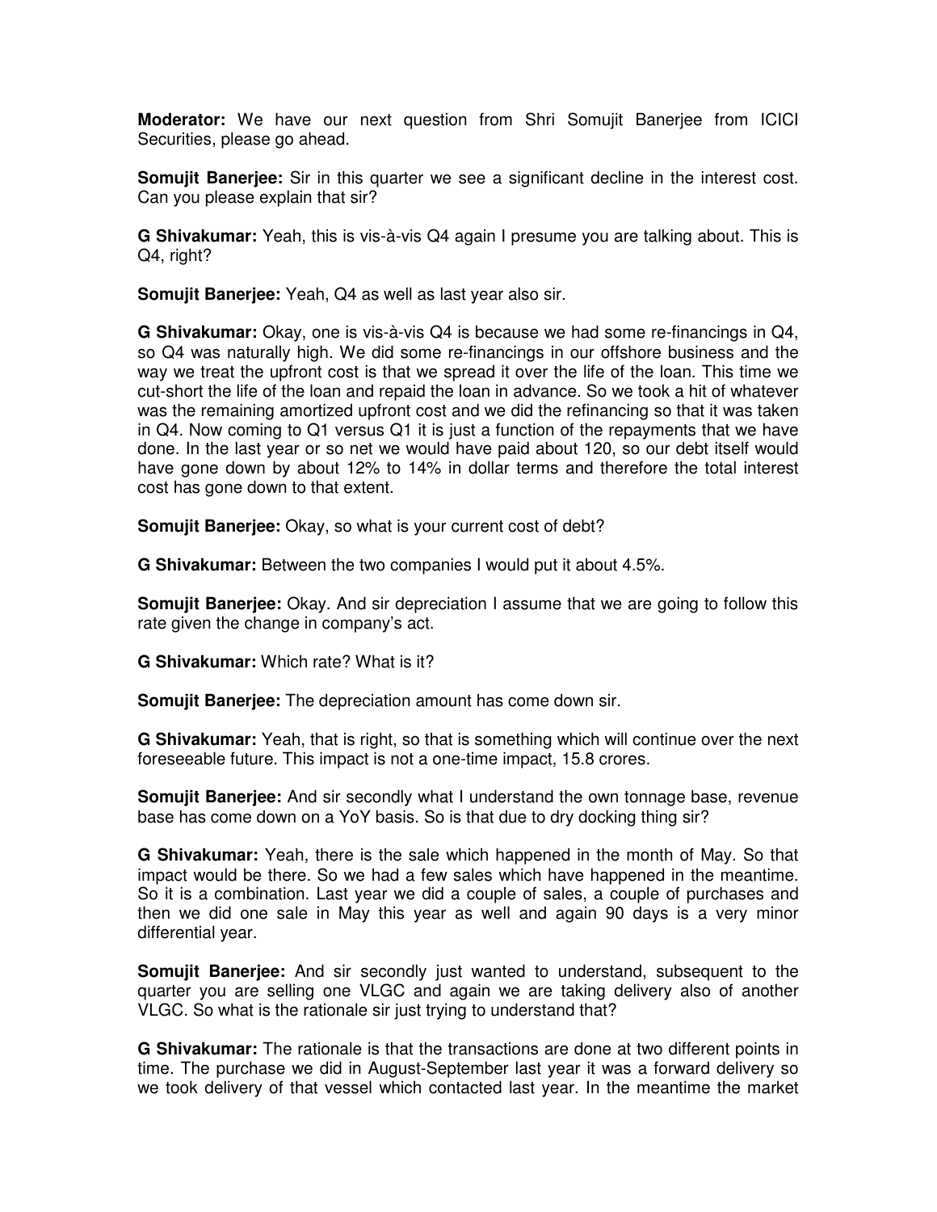**Moderator:** We have our next question from Shri Somujit Banerjee from ICICI Securities, please go ahead.

**Somujit Banerjee:** Sir in this quarter we see a significant decline in the interest cost. Can you please explain that sir?

**G Shivakumar:** Yeah, this is vis-à-vis Q4 again I presume you are talking about. This is Q4, right?

**Somujit Banerjee:** Yeah, Q4 as well as last year also sir.

**G Shivakumar:** Okay, one is vis-à-vis Q4 is because we had some re-financings in Q4, so Q4 was naturally high. We did some re-financings in our offshore business and the way we treat the upfront cost is that we spread it over the life of the loan. This time we cut-short the life of the loan and repaid the loan in advance. So we took a hit of whatever was the remaining amortized upfront cost and we did the refinancing so that it was taken in Q4. Now coming to Q1 versus Q1 it is just a function of the repayments that we have done. In the last year or so net we would have paid about 120, so our debt itself would have gone down by about 12% to 14% in dollar terms and therefore the total interest cost has gone down to that extent.

**Somujit Banerjee:** Okay, so what is your current cost of debt?

**G Shivakumar:** Between the two companies I would put it about 4.5%.

**Somujit Banerjee:** Okay. And sir depreciation I assume that we are going to follow this rate given the change in company's act.

**G Shivakumar:** Which rate? What is it?

**Somujit Banerjee:** The depreciation amount has come down sir.

**G Shivakumar:** Yeah, that is right, so that is something which will continue over the next foreseeable future. This impact is not a one-time impact, 15.8 crores.

**Somujit Banerjee:** And sir secondly what I understand the own tonnage base, revenue base has come down on a YoY basis. So is that due to dry docking thing sir?

**G Shivakumar:** Yeah, there is the sale which happened in the month of May. So that impact would be there. So we had a few sales which have happened in the meantime. So it is a combination. Last year we did a couple of sales, a couple of purchases and then we did one sale in May this year as well and again 90 days is a very minor differential year.

**Somujit Banerjee:** And sir secondly just wanted to understand, subsequent to the quarter you are selling one VLGC and again we are taking delivery also of another VLGC. So what is the rationale sir just trying to understand that?

**G Shivakumar:** The rationale is that the transactions are done at two different points in time. The purchase we did in August-September last year it was a forward delivery so we took delivery of that vessel which contacted last year. In the meantime the market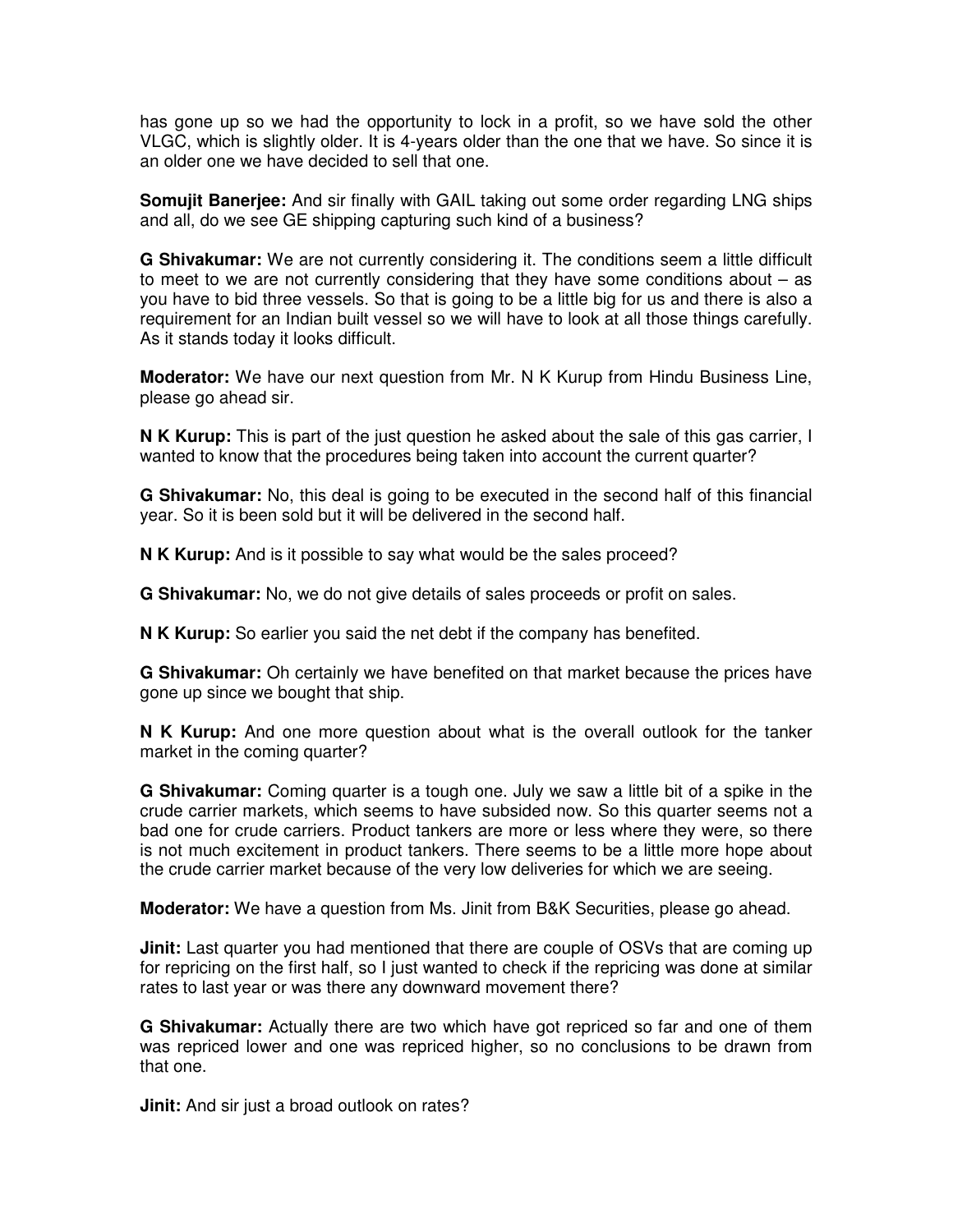has gone up so we had the opportunity to lock in a profit, so we have sold the other VLGC, which is slightly older. It is 4-years older than the one that we have. So since it is an older one we have decided to sell that one.

**Somujit Banerjee:** And sir finally with GAIL taking out some order regarding LNG ships and all, do we see GE shipping capturing such kind of a business?

**G Shivakumar:** We are not currently considering it. The conditions seem a little difficult to meet to we are not currently considering that they have some conditions about – as you have to bid three vessels. So that is going to be a little big for us and there is also a requirement for an Indian built vessel so we will have to look at all those things carefully. As it stands today it looks difficult.

**Moderator:** We have our next question from Mr. N K Kurup from Hindu Business Line, please go ahead sir.

**N K Kurup:** This is part of the just question he asked about the sale of this gas carrier, I wanted to know that the procedures being taken into account the current quarter?

**G Shivakumar:** No, this deal is going to be executed in the second half of this financial year. So it is been sold but it will be delivered in the second half.

**N K Kurup:** And is it possible to say what would be the sales proceed?

**G Shivakumar:** No, we do not give details of sales proceeds or profit on sales.

**N K Kurup:** So earlier you said the net debt if the company has benefited.

**G Shivakumar:** Oh certainly we have benefited on that market because the prices have gone up since we bought that ship.

**N K Kurup:** And one more question about what is the overall outlook for the tanker market in the coming quarter?

**G Shivakumar:** Coming quarter is a tough one. July we saw a little bit of a spike in the crude carrier markets, which seems to have subsided now. So this quarter seems not a bad one for crude carriers. Product tankers are more or less where they were, so there is not much excitement in product tankers. There seems to be a little more hope about the crude carrier market because of the very low deliveries for which we are seeing.

**Moderator:** We have a question from Ms. Jinit from B&K Securities, please go ahead.

**Jinit:** Last quarter you had mentioned that there are couple of OSVs that are coming up for repricing on the first half, so I just wanted to check if the repricing was done at similar rates to last year or was there any downward movement there?

**G Shivakumar:** Actually there are two which have got repriced so far and one of them was repriced lower and one was repriced higher, so no conclusions to be drawn from that one.

**Jinit:** And sir just a broad outlook on rates?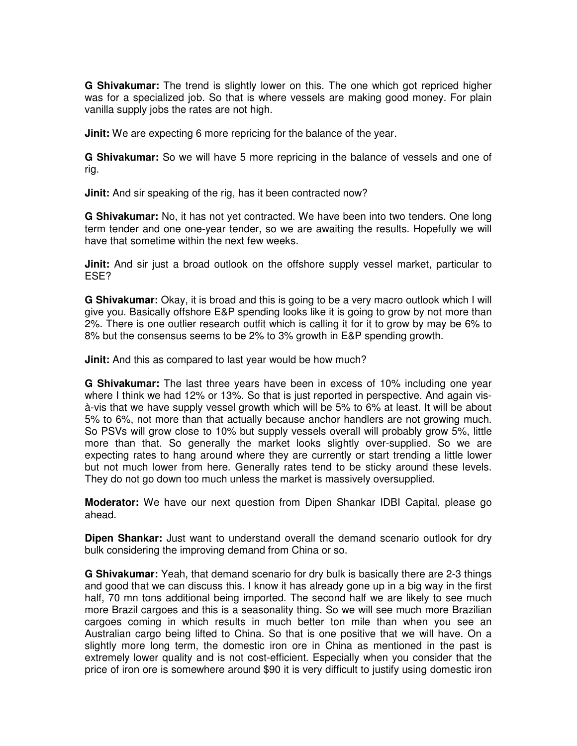**G Shivakumar:** The trend is slightly lower on this. The one which got repriced higher was for a specialized job. So that is where vessels are making good money. For plain vanilla supply jobs the rates are not high.

**Jinit:** We are expecting 6 more repricing for the balance of the year.

**G Shivakumar:** So we will have 5 more repricing in the balance of vessels and one of rig.

**Jinit:** And sir speaking of the rig, has it been contracted now?

**G Shivakumar:** No, it has not yet contracted. We have been into two tenders. One long term tender and one one-year tender, so we are awaiting the results. Hopefully we will have that sometime within the next few weeks.

**Jinit:** And sir just a broad outlook on the offshore supply vessel market, particular to ESE?

**G Shivakumar:** Okay, it is broad and this is going to be a very macro outlook which I will give you. Basically offshore E&P spending looks like it is going to grow by not more than 2%. There is one outlier research outfit which is calling it for it to grow by may be 6% to 8% but the consensus seems to be 2% to 3% growth in E&P spending growth.

**Jinit:** And this as compared to last year would be how much?

**G Shivakumar:** The last three years have been in excess of 10% including one year where I think we had 12% or 13%. So that is just reported in perspective. And again vis-à-vis that we have supply vessel growth which will be 5% to 6% at least. It will be about 5% to 6%, not more than that actually because anchor handlers are not growing much. So PSVs will grow close to 10% but supply vessels overall will probably grow 5%, little more than that. So generally the market looks slightly over-supplied. So we are expecting rates to hang around where they are currently or start trending a little lower but not much lower from here. Generally rates tend to be sticky around these levels. They do not go down too much unless the market is massively oversupplied.

**Moderator:** We have our next question from Dipen Shankar IDBI Capital, please go ahead.

**Dipen Shankar:** Just want to understand overall the demand scenario outlook for dry bulk considering the improving demand from China or so.

**G Shivakumar:** Yeah, that demand scenario for dry bulk is basically there are 2-3 things and good that we can discuss this. I know it has already gone up in a big way in the first half, 70 mn tons additional being imported. The second half we are likely to see much more Brazil cargoes and this is a seasonality thing. So we will see much more Brazilian cargoes coming in which results in much better ton mile than when you see an Australian cargo being lifted to China. So that is one positive that we will have. On a slightly more long term, the domestic iron ore in China as mentioned in the past is extremely lower quality and is not cost-efficient. Especially when you consider that the price of iron ore is somewhere around $90 it is very difficult to justify using domestic iron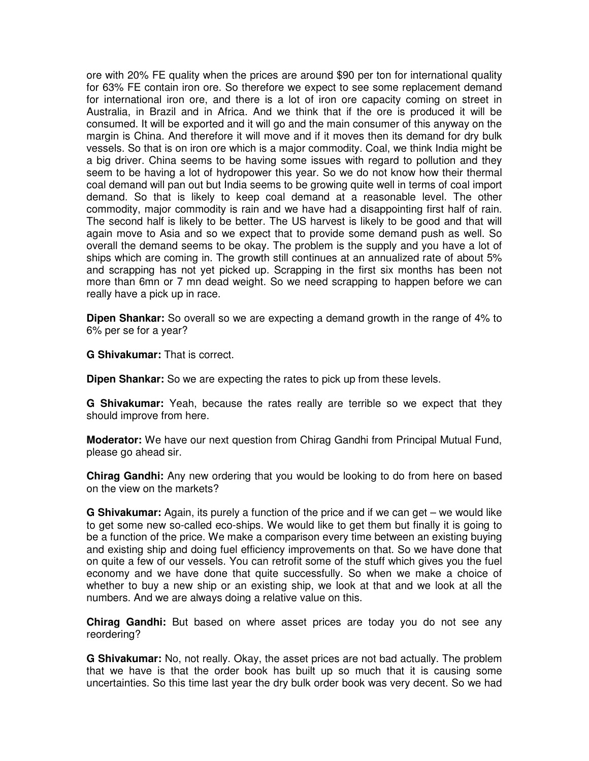ore with 20% FE quality when the prices are around $90 per ton for international quality for 63% FE contain iron ore. So therefore we expect to see some replacement demand for international iron ore, and there is a lot of iron ore capacity coming on street in Australia, in Brazil and in Africa. And we think that if the ore is produced it will be consumed. It will be exported and it will go and the main consumer of this anyway on the margin is China. And therefore it will move and if it moves then its demand for dry bulk vessels. So that is on iron ore which is a major commodity. Coal, we think India might be a big driver. China seems to be having some issues with regard to pollution and they seem to be having a lot of hydropower this year. So we do not know how their thermal coal demand will pan out but India seems to be growing quite well in terms of coal import demand. So that is likely to keep coal demand at a reasonable level. The other commodity, major commodity is rain and we have had a disappointing first half of rain. The second half is likely to be better. The US harvest is likely to be good and that will again move to Asia and so we expect that to provide some demand push as well. So overall the demand seems to be okay. The problem is the supply and you have a lot of ships which are coming in. The growth still continues at an annualized rate of about 5% and scrapping has not yet picked up. Scrapping in the first six months has been not more than 6mn or 7 mn dead weight. So we need scrapping to happen before we can really have a pick up in race.

**Dipen Shankar:** So overall so we are expecting a demand growth in the range of 4% to 6% per se for a year?

**G Shivakumar:** That is correct.

**Dipen Shankar:** So we are expecting the rates to pick up from these levels.

**G Shivakumar:** Yeah, because the rates really are terrible so we expect that they should improve from here.

**Moderator:** We have our next question from Chirag Gandhi from Principal Mutual Fund, please go ahead sir.

**Chirag Gandhi:** Any new ordering that you would be looking to do from here on based on the view on the markets?

**G Shivakumar:** Again, its purely a function of the price and if we can get – we would like to get some new so-called eco-ships. We would like to get them but finally it is going to be a function of the price. We make a comparison every time between an existing buying and existing ship and doing fuel efficiency improvements on that. So we have done that on quite a few of our vessels. You can retrofit some of the stuff which gives you the fuel economy and we have done that quite successfully. So when we make a choice of whether to buy a new ship or an existing ship, we look at that and we look at all the numbers. And we are always doing a relative value on this.

**Chirag Gandhi:** But based on where asset prices are today you do not see any reordering?

**G Shivakumar:** No, not really. Okay, the asset prices are not bad actually. The problem that we have is that the order book has built up so much that it is causing some uncertainties. So this time last year the dry bulk order book was very decent. So we had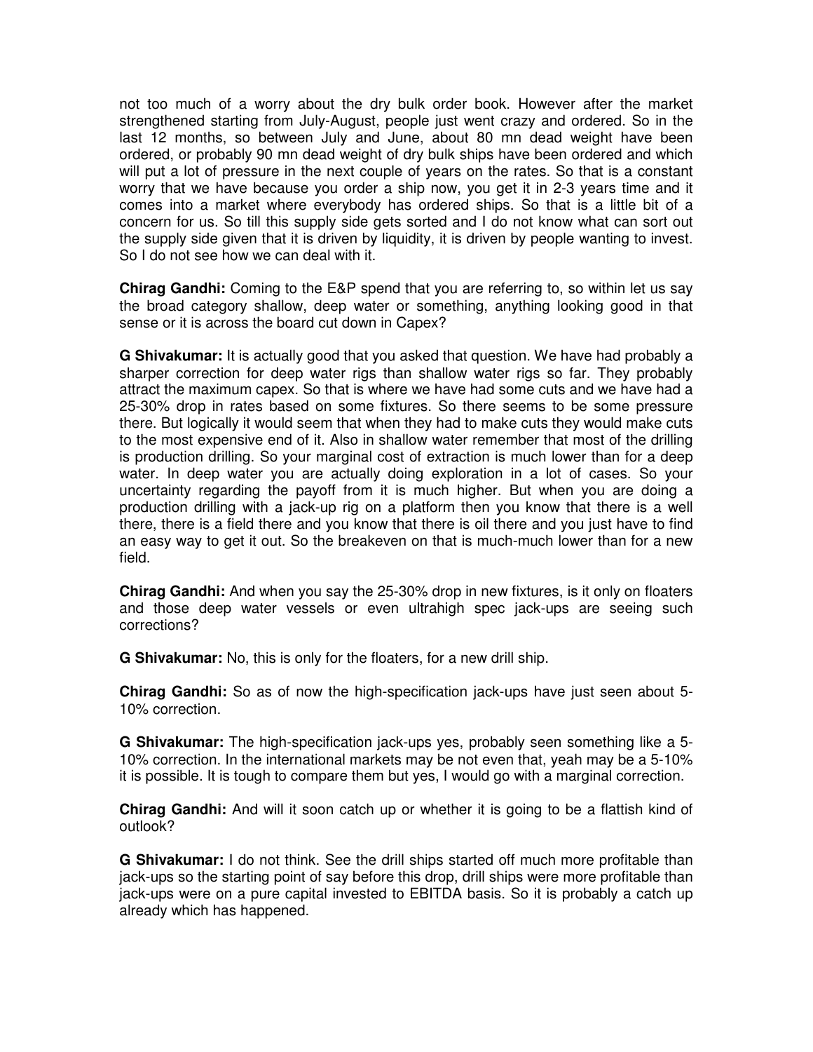not too much of a worry about the dry bulk order book. However after the market strengthened starting from July-August, people just went crazy and ordered. So in the last 12 months, so between July and June, about 80 mn dead weight have been ordered, or probably 90 mn dead weight of dry bulk ships have been ordered and which will put a lot of pressure in the next couple of years on the rates. So that is a constant worry that we have because you order a ship now, you get it in 2-3 years time and it comes into a market where everybody has ordered ships. So that is a little bit of a concern for us. So till this supply side gets sorted and I do not know what can sort out the supply side given that it is driven by liquidity, it is driven by people wanting to invest. So I do not see how we can deal with it.

**Chirag Gandhi:** Coming to the E&P spend that you are referring to, so within let us say the broad category shallow, deep water or something, anything looking good in that sense or it is across the board cut down in Capex?

**G Shivakumar:** It is actually good that you asked that question. We have had probably a sharper correction for deep water rigs than shallow water rigs so far. They probably attract the maximum capex. So that is where we have had some cuts and we have had a 25-30% drop in rates based on some fixtures. So there seems to be some pressure there. But logically it would seem that when they had to make cuts they would make cuts to the most expensive end of it. Also in shallow water remember that most of the drilling is production drilling. So your marginal cost of extraction is much lower than for a deep water. In deep water you are actually doing exploration in a lot of cases. So your uncertainty regarding the payoff from it is much higher. But when you are doing a production drilling with a jack-up rig on a platform then you know that there is a well there, there is a field there and you know that there is oil there and you just have to find an easy way to get it out. So the breakeven on that is much-much lower than for a new field.

**Chirag Gandhi:** And when you say the 25-30% drop in new fixtures, is it only on floaters and those deep water vessels or even ultrahigh spec jack-ups are seeing such corrections?

**G Shivakumar:** No, this is only for the floaters, for a new drill ship.

**Chirag Gandhi:** So as of now the high-specification jack-ups have just seen about 5-10% correction.

**G Shivakumar:** The high-specification jack-ups yes, probably seen something like a 5-10% correction. In the international markets may be not even that, yeah may be a 5-10% it is possible. It is tough to compare them but yes, I would go with a marginal correction.

**Chirag Gandhi:** And will it soon catch up or whether it is going to be a flattish kind of outlook?

**G Shivakumar:** I do not think. See the drill ships started off much more profitable than jack-ups so the starting point of say before this drop, drill ships were more profitable than jack-ups were on a pure capital invested to EBITDA basis. So it is probably a catch up already which has happened.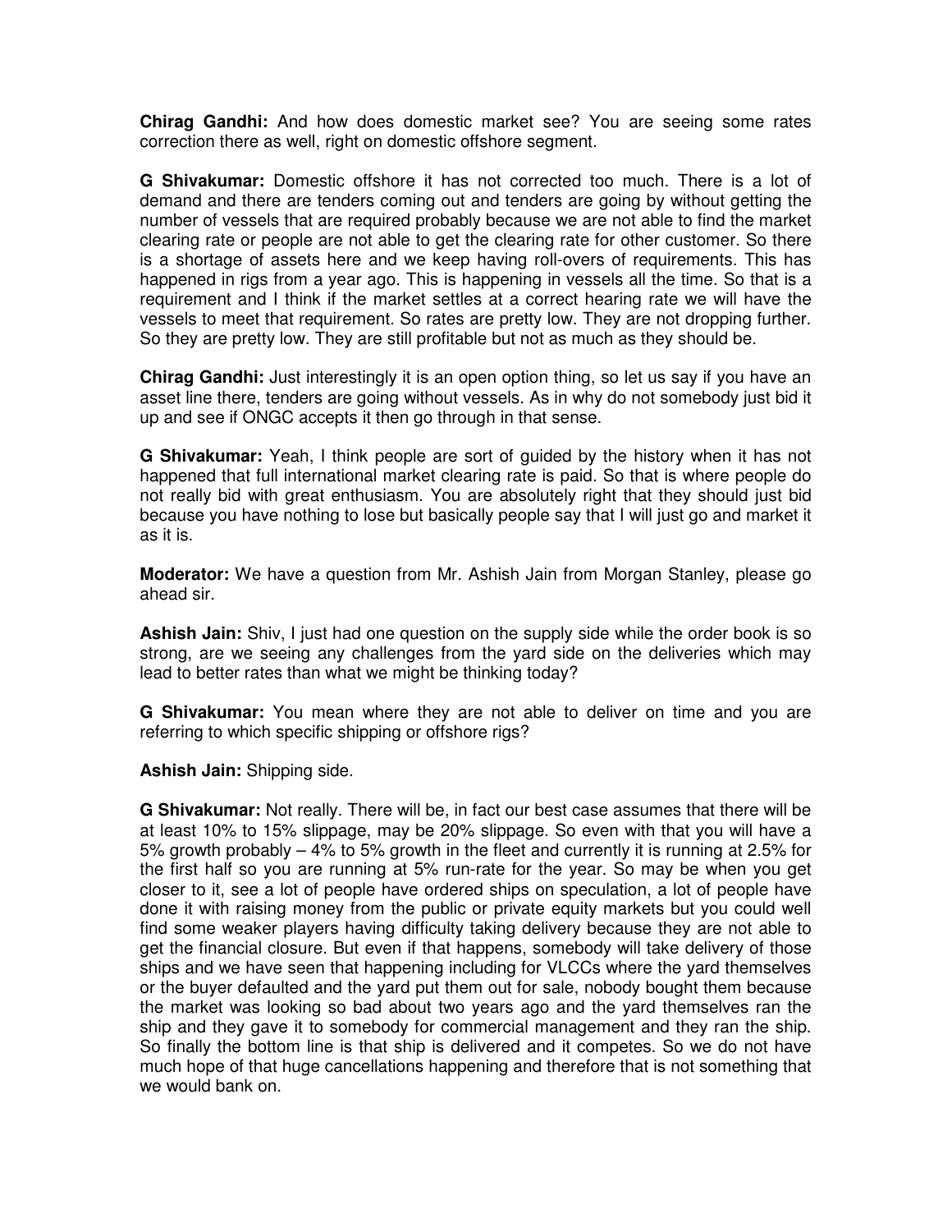**Chirag Gandhi:** And how does domestic market see? You are seeing some rates correction there as well, right on domestic offshore segment.

**G Shivakumar:** Domestic offshore it has not corrected too much. There is a lot of demand and there are tenders coming out and tenders are going by without getting the number of vessels that are required probably because we are not able to find the market clearing rate or people are not able to get the clearing rate for other customer. So there is a shortage of assets here and we keep having roll-overs of requirements. This has happened in rigs from a year ago. This is happening in vessels all the time. So that is a requirement and I think if the market settles at a correct hearing rate we will have the vessels to meet that requirement. So rates are pretty low. They are not dropping further. So they are pretty low. They are still profitable but not as much as they should be.

**Chirag Gandhi:** Just interestingly it is an open option thing, so let us say if you have an asset line there, tenders are going without vessels. As in why do not somebody just bid it up and see if ONGC accepts it then go through in that sense.

**G Shivakumar:** Yeah, I think people are sort of guided by the history when it has not happened that full international market clearing rate is paid. So that is where people do not really bid with great enthusiasm. You are absolutely right that they should just bid because you have nothing to lose but basically people say that I will just go and market it as it is.

**Moderator:** We have a question from Mr. Ashish Jain from Morgan Stanley, please go ahead sir.

**Ashish Jain:** Shiv, I just had one question on the supply side while the order book is so strong, are we seeing any challenges from the yard side on the deliveries which may lead to better rates than what we might be thinking today?

**G Shivakumar:** You mean where they are not able to deliver on time and you are referring to which specific shipping or offshore rigs?

**Ashish Jain:** Shipping side.

**G Shivakumar:** Not really. There will be, in fact our best case assumes that there will be at least 10% to 15% slippage, may be 20% slippage. So even with that you will have a 5% growth probably – 4% to 5% growth in the fleet and currently it is running at 2.5% for the first half so you are running at 5% run-rate for the year. So may be when you get closer to it, see a lot of people have ordered ships on speculation, a lot of people have done it with raising money from the public or private equity markets but you could well find some weaker players having difficulty taking delivery because they are not able to get the financial closure. But even if that happens, somebody will take delivery of those ships and we have seen that happening including for VLCCs where the yard themselves or the buyer defaulted and the yard put them out for sale, nobody bought them because the market was looking so bad about two years ago and the yard themselves ran the ship and they gave it to somebody for commercial management and they ran the ship. So finally the bottom line is that ship is delivered and it competes. So we do not have much hope of that huge cancellations happening and therefore that is not something that we would bank on.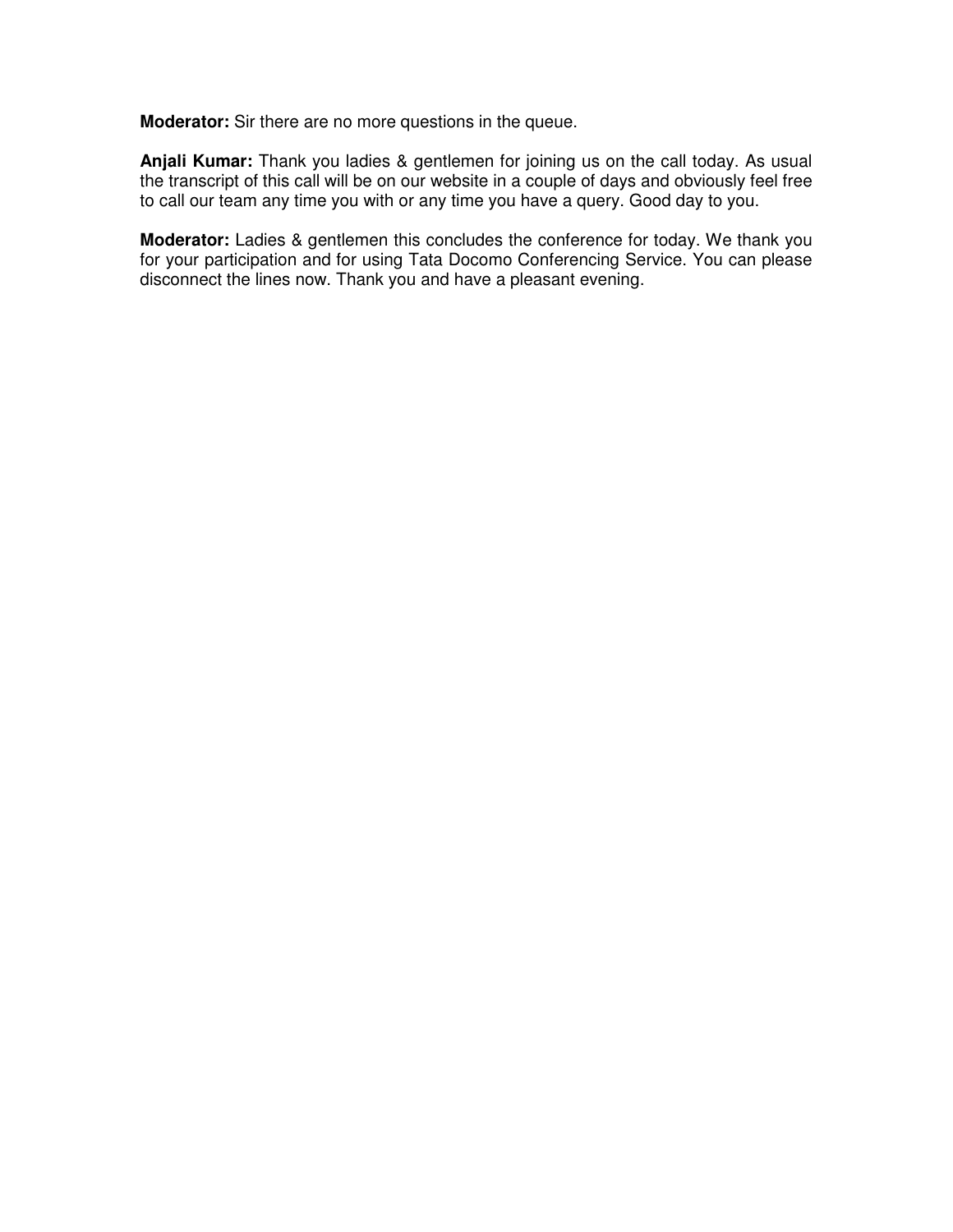**Moderator:** Sir there are no more questions in the queue.

**Anjali Kumar:** Thank you ladies & gentlemen for joining us on the call today. As usual the transcript of this call will be on our website in a couple of days and obviously feel free to call our team any time you with or any time you have a query. Good day to you.

**Moderator:** Ladies & gentlemen this concludes the conference for today. We thank you for your participation and for using Tata Docomo Conferencing Service. You can please disconnect the lines now. Thank you and have a pleasant evening.